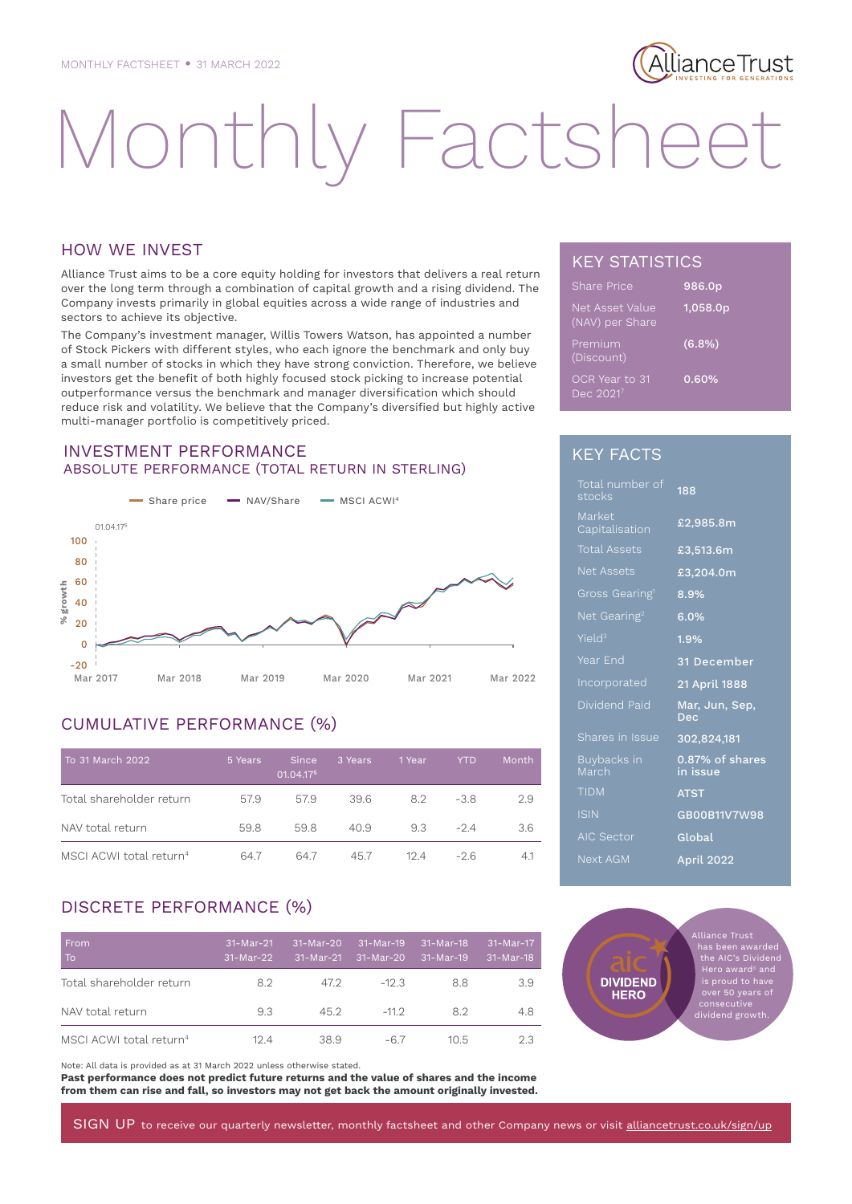MONTHLY FACTSHEET • 31 MARCH 2022

# Monthly Factsheet

## HOW WE INVEST

Alliance Trust aims to be a core equity holding for investors that delivers a real return over the long term through a combination of capital growth and a rising dividend. The Company invests primarily in global equities across a wide range of industries and sectors to achieve its objective.

The Company's investment manager, Willis Towers Watson, has appointed a number of Stock Pickers with different styles, who each ignore the benchmark and only buy a small number of stocks in which they have strong conviction. Therefore, we believe investors get the benefit of both highly focused stock picking to increase potential outperformance versus the benchmark and manager diversification which should reduce risk and volatility. We believe that the Company's diversified but highly active multi-manager portfolio is competitively priced.

## INVESTMENT PERFORMANCE

### ABSOLUTE PERFORMANCE (TOTAL RETURN IN STERLING)

Share price — NAV/Share — MSCI ACWI[4]

## CUMULATIVE PERFORMANCE (%)

| To 31 March 2022 | 5 Years | Since 01.04.17[5] | 3 Years | 1 Year | YTD | Month |
|---|---|---|---|---|---|---|
| Total shareholder return | 57.9 | 57.9 | 39.6 | 8.2 | -3.8 | 2.9 |
| NAV total return | 59.8 | 59.8 | 40.9 | 9.3 | -2.4 | 3.6 |
| MSCI ACWI total return[4] | 64.7 | 64.7 | 45.7 | 12.4 | -2.6 | 4.1 |

## DISCRETE PERFORMANCE (%)

| From<br>To | 31-Mar-21<br>31-Mar-22 | 31-Mar-20<br>31-Mar-21 | 31-Mar-19<br>31-Mar-20 | 31-Mar-18<br>31-Mar-19 | 31-Mar-17<br>31-Mar-18 |
|---|---|---|---|---|---|
| Total shareholder return | 8.2 | 47.2 | -12.3 | 8.8 | 3.9 |
| NAV total return | 9.3 | 45.2 | -11.2 | 8.2 | 4.8 |
| MSCI ACWI total return[4] | 12.4 | 38.9 | -6.7 | 10.5 | 2.3 |

Note: All data is provided as at 31 March 2022 unless otherwise stated.

**Past performance does not predict future returns and the value of shares and the income from them can rise and fall, so investors may not get back the amount originally invested.**

## KEY STATISTICS

| | |
|---|---|
| Share Price | 986.0p |
| Net Asset Value (NAV) per Share | 1,058.0p |
| Premium (Discount) | (6.8%) |
| OCR Year to 31 Dec 2021[7] | 0.60% |

## KEY FACTS

| | |
|---|---|
| Total number of stocks | 188 |
| Market Capitalisation | £2,985.8m |
| Total Assets | £3,513.6m |
| Net Assets | £3,204.0m |
| Gross Gearing[1] | 8.9% |
| Net Gearing[2] | 6.0% |
| Yield[3] | 1.9% |
| Year End | 31 December |
| Incorporated | 21 April 1888 |
| Dividend Paid | Mar, Jun, Sep, Dec |
| Shares in Issue | 302,824,181 |
| Buybacks in March | 0.87% of shares in issue |
| TIDM | ATST |
| ISIN | GB00B11V7W98 |
| AIC Sector | Global |
| Next AGM | April 2022 |

aic DIVIDEND HERO

Alliance Trust has been awarded the AIC's Dividend Hero award[6] and is proud to have over 50 years of consecutive dividend growth.

SIGN UP to receive our quarterly newsletter, monthly factsheet and other Company news or visit alliancetrust.co.uk/sign/up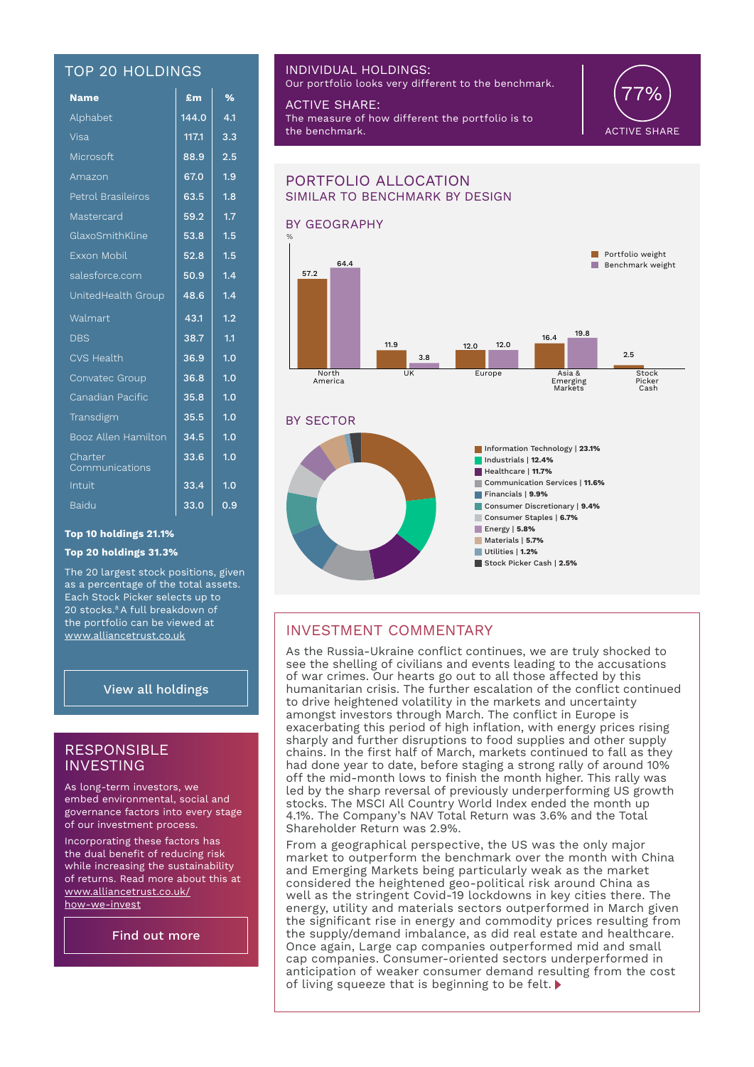## TOP 20 HOLDINGS

| Name | £m | % |
|---|---|---|
| Alphabet | 144.0 | 4.1 |
| Visa | 117.1 | 3.3 |
| Microsoft | 88.9 | 2.5 |
| Amazon | 67.0 | 1.9 |
| Petrol Brasileiros | 63.5 | 1.8 |
| Mastercard | 59.2 | 1.7 |
| GlaxoSmithKline | 53.8 | 1.5 |
| Exxon Mobil | 52.8 | 1.5 |
| salesforce.com | 50.9 | 1.4 |
| UnitedHealth Group | 48.6 | 1.4 |
| Walmart | 43.1 | 1.2 |
| DBS | 38.7 | 1.1 |
| CVS Health | 36.9 | 1.0 |
| Convatec Group | 36.8 | 1.0 |
| Canadian Pacific | 35.8 | 1.0 |
| Transdigm | 35.5 | 1.0 |
| Booz Allen Hamilton | 34.5 | 1.0 |
| Charter Communications | 33.6 | 1.0 |
| Intuit | 33.4 | 1.0 |
| Baidu | 33.0 | 0.9 |

**Top 10 holdings 21.1%**

**Top 20 holdings 31.3%**

The 20 largest stock positions, given as a percentage of the total assets. Each Stock Picker selects up to 20 stocks.[8] A full breakdown of the portfolio can be viewed at www.alliancetrust.co.uk

View all holdings

## RESPONSIBLE INVESTING

As long-term investors, we embed environmental, social and governance factors into every stage of our investment process.

Incorporating these factors has the dual benefit of reducing risk while increasing the sustainability of returns. Read more about this at www.alliancetrust.co.uk/how-we-invest

Find out more

## INDIVIDUAL HOLDINGS:

Our portfolio looks very different to the benchmark.

## ACTIVE SHARE:

The measure of how different the portfolio is to the benchmark.

**77%** ACTIVE SHARE

## PORTFOLIO ALLOCATION

### SIMILAR TO BENCHMARK BY DESIGN

### BY GEOGRAPHY

| % | Portfolio weight | Benchmark weight |
|---|---|---|
| North America | 57.2 | 64.4 |
| UK | 11.9 | 3.8 |
| Europe | 12.0 | 12.0 |
| Asia & Emerging Markets | 16.4 | 19.8 |
| Stock Picker Cash | 2.5 | |

### BY SECTOR

- Information Technology | **23.1%**
- Industrials | **12.4%**
- Healthcare | **11.7%**
- Communication Services | **11.6%**
- Financials | **9.9%**
- Consumer Discretionary | **9.4%**
- Consumer Staples | **6.7%**
- Energy | **5.8%**
- Materials | **5.7%**
- Utilities | **1.2%**
- Stock Picker Cash | **2.5%**

## INVESTMENT COMMENTARY

As the Russia-Ukraine conflict continues, we are truly shocked to see the shelling of civilians and events leading to the accusations of war crimes. Our hearts go out to all those affected by this humanitarian crisis. The further escalation of the conflict continued to drive heightened volatility in the markets and uncertainty amongst investors through March. The conflict in Europe is exacerbating this period of high inflation, with energy prices rising sharply and further disruptions to food supplies and other supply chains. In the first half of March, markets continued to fall as they had done year to date, before staging a strong rally of around 10% off the mid-month lows to finish the month higher. This rally was led by the sharp reversal of previously underperforming US growth stocks. The MSCI All Country World Index ended the month up 4.1%. The Company's NAV Total Return was 3.6% and the Total Shareholder Return was 2.9%.

From a geographical perspective, the US was the only major market to outperform the benchmark over the month with China and Emerging Markets being particularly weak as the market considered the heightened geo-political risk around China as well as the stringent Covid-19 lockdowns in key cities there. The energy, utility and materials sectors outperformed in March given the significant rise in energy and commodity prices resulting from the supply/demand imbalance, as did real estate and healthcare. Once again, Large cap companies outperformed mid and small cap companies. Consumer-oriented sectors underperformed in anticipation of weaker consumer demand resulting from the cost of living squeeze that is beginning to be felt.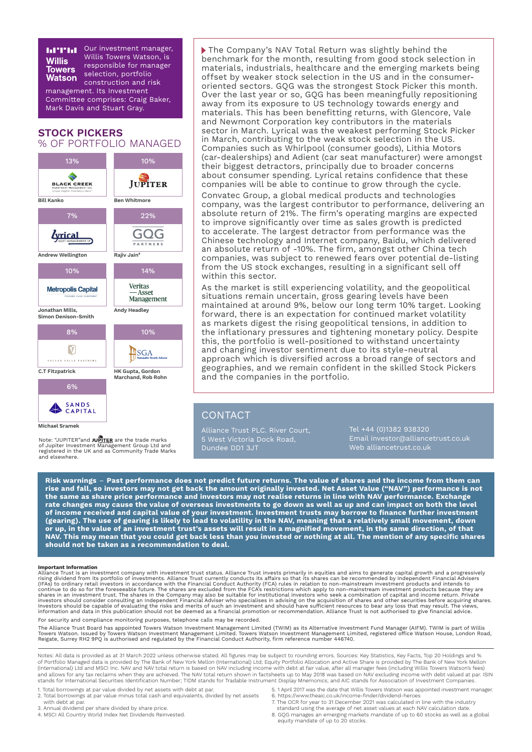Willis Towers Watson

Our investment manager, Willis Towers Watson, is responsible for manager selection, portfolio construction and risk management. Its Investment Committee comprises: Craig Baker, Mark Davis and Stuart Gray.

## STOCK PICKERS

% OF PORTFOLIO MANAGED

| Stock Picker | % of portfolio managed | Manager(s) |
| --- | --- | --- |
| Black Creek | 13% | Bill Kanko |
| Jupiter | 10% | Ben Whitmore |
| Lyrical | 7% | Andrew Wellington |
| GQG Partners | 22% | Rajiv Jain[8] |
| Metropolis Capital | 10% | Jonathan Mills, Simon Denison-Smith |
| Veritas Asset Management | 14% | Andy Headley |
| Vulcan Value Partners | 8% | C.T Fitzpatrick |
| SGA | 10% | HK Gupta, Gordon Marchand, Rob Rohn |
| Sands Capital | 6% | Michael Sramek |

Note: "JUPITER"and JUPITER are the trade marks of Jupiter Investment Management Group Ltd and registered in the UK and as Community Trade Marks and elsewhere.

The Company's NAV Total Return was slightly behind the benchmark for the month, resulting from good stock selection in materials, industrials, healthcare and the emerging markets being offset by weaker stock selection in the US and in the consumer-oriented sectors. GQG was the strongest Stock Picker this month. Over the last year or so, GQG has been meaningfully repositioning away from its exposure to US technology towards energy and materials. This has been benefitting returns, with Glencore, Vale and Newmont Corporation key contributors in the materials sector in March. Lyrical was the weakest performing Stock Picker in March, contributing to the weak stock selection in the US. Companies such as Whirlpool (consumer goods), Lithia Motors (car-dealerships) and Adient (car seat manufacturer) were amongst their biggest detractors, principally due to broader concerns about consumer spending. Lyrical retains confidence that these companies will be able to continue to grow through the cycle.

Convatec Group, a global medical products and technologies company, was the largest contributor to performance, delivering an absolute return of 21%. The firm's operating margins are expected to improve significantly over time as sales growth is predicted to accelerate. The largest detractor from performance was the Chinese technology and Internet company, Baidu, which delivered an absolute return of -10%. The firm, amongst other China tech companies, was subject to renewed fears over potential de-listing from the US stock exchanges, resulting in a significant sell off within this sector.

As the market is still experiencing volatility, and the geopolitical situations remain uncertain, gross gearing levels have been maintained at around 9%, below our long term 10% target. Looking forward, there is an expectation for continued market volatility as markets digest the rising geopolitical tensions, in addition to the inflationary pressures and tightening monetary policy. Despite this, the portfolio is well-positioned to withstand uncertainty and changing investor sentiment due to its style-neutral approach which is diversified across a broad range of sectors and geographies, and we remain confident in the skilled Stock Pickers and the companies in the portfolio.

## CONTACT

Alliance Trust PLC. River Court,
5 West Victoria Dock Road,
Dundee DD1 3JT

Tel +44 (0)1382 938320
Email investor@alliancetrust.co.uk
Web alliancetrust.co.uk

**Risk warnings – Past performance does not predict future returns. The value of shares and the income from them can rise and fall, so investors may not get back the amount originally invested. Net Asset Value ("NAV") performance is not the same as share price performance and investors may not realise returns in line with NAV performance. Exchange rate changes may cause the value of overseas investments to go down as well as up and can impact on both the level of income received and capital value of your investment. Investment trusts may borrow to finance further investment (gearing). The use of gearing is likely to lead to volatility in the NAV, meaning that a relatively small movement, down or up, in the value of an investment trust's assets will result in a magnified movement, in the same direction, of that NAV. This may mean that you could get back less than you invested or nothing at all. The mention of any specific shares should not be taken as a recommendation to deal.**

**Important Information**

Alliance Trust is an investment company with investment trust status. Alliance Trust invests primarily in equities and aims to generate capital growth and a progressively rising dividend from its portfolio of investments. Alliance Trust currently conducts its affairs so that its shares can be recommended by Independent Financial Advisers (IFAs) to ordinary retail investors in accordance with the Financial Conduct Authority (FCA) rules in relation to non-mainstream investment products and intends to continue to do so for the foreseeable future. The shares are excluded from the FCA's restrictions which apply to non-mainstream investment products because they are shares in an investment trust. The shares in the Company may also be suitable for institutional investors who seek a combination of capital and income return. Private investors should consider consulting an Independent Financial Adviser who specialises in advising on the acquisition of shares and other securities before acquiring shares. Investors should be capable of evaluating the risks and merits of such an investment and should have sufficient resources to bear any loss that may result. The views, information and data in this publication should not be deemed as a financial promotion or recommendation. Alliance Trust is not authorised to give financial advice.

For security and compliance monitoring purposes, telephone calls may be recorded.

The Alliance Trust Board has appointed Towers Watson Investment Management Limited (TWIM) as its Alternative Investment Fund Manager (AIFM). TWIM is part of Willis Towers Watson. Issued by Towers Watson Investment Management Limited. Towers Watson Investment Management Limited, registered office Watson House, London Road, Reigate, Surrey RH2 9PQ is authorised and regulated by the Financial Conduct Authority, firm reference number 446740.

Notes: All data is provided as at 31 March 2022 unless otherwise stated. All figures may be subject to rounding errors. Sources: Key Statistics, Key Facts, Top 20 Holdings and % of Portfolio Managed data is provided by The Bank of New York Mellon (International) Ltd; Equity Portfolio Allocation and Active Share is provided by The Bank of New York Mellon (International) Ltd and MSCI Inc. NAV and NAV total return is based on NAV including income with debt at fair value, after all manager fees (including Willis Towers Watson's fees) and allows for any tax reclaims when they are achieved. The NAV total return shown in factsheets up to May 2018 was based on NAV excluding income with debt valued at par. ISIN stands for International Securities Identification Number; TIDM stands for Tradable Instrument Display Mnemonics; and AIC stands for Association of Investment Companies.

1. Total borrowings at par value divided by net assets with debt at par.
2. Total borrowings at par value minus total cash and equivalents, divided by net assets with debt at par.
3. Annual dividend per share divided by share price.
4. MSCI All Country World Index Net Dividends Reinvested.
5. 1 April 2017 was the date that Willis Towers Watson was appointed investment manager.
6. https://www.theaic.co.uk/income-finder/dividend-heroes
7. The OCR for year to 31 December 2021 was calculated in line with the industry standard using the average of net asset values at each NAV calculation date.
8. GQG manages an emerging markets mandate of up to 60 stocks as well as a global equity mandate of up to 20 stocks.